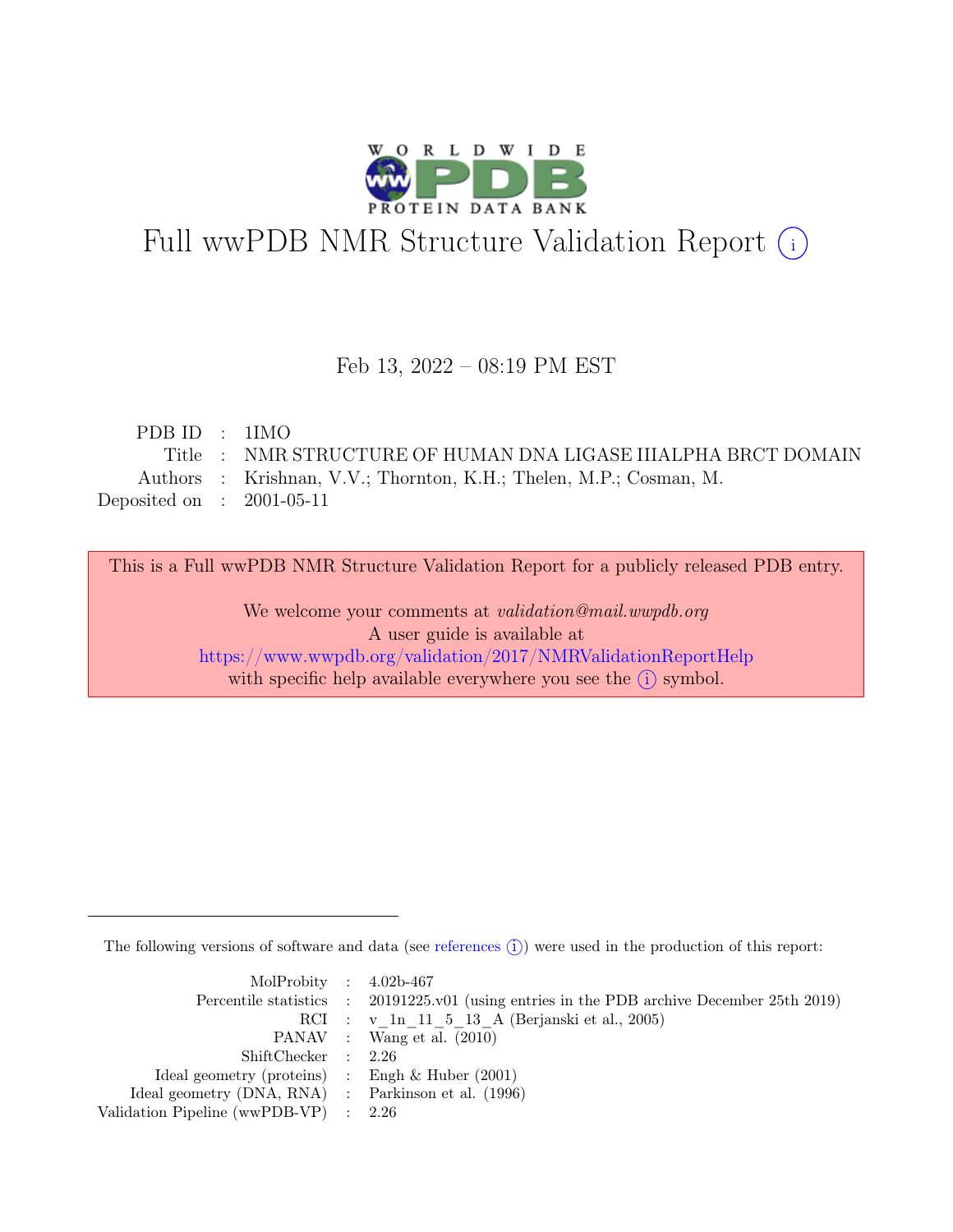# Full wwPDB NMR Structure Validation Report (i)

Feb 13, 2022 – 08:19 PM EST

| | | |
|---|---|---|
| PDB ID | : | 1IMO |
| Title | : | NMR STRUCTURE OF HUMAN DNA LIGASE IIIALPHA BRCT DOMAIN |
| Authors | : | Krishnan, V.V.; Thornton, K.H.; Thelen, M.P.; Cosman, M. |
| Deposited on | : | 2001-05-11 |

This is a Full wwPDB NMR Structure Validation Report for a publicly released PDB entry.

We welcome your comments at *validation@mail.wwpdb.org*
A user guide is available at
https://www.wwpdb.org/validation/2017/NMRValidationReportHelp
with specific help available everywhere you see the (i) symbol.

The following versions of software and data (see references (i)) were used in the production of this report:

| | | |
|---|---|---|
| MolProbity | : | 4.02b-467 |
| Percentile statistics | : | 20191225.v01 (using entries in the PDB archive December 25th 2019) |
| RCI | : | v_1n_11_5_13_A (Berjanski et al., 2005) |
| PANAV | : | Wang et al. (2010) |
| ShiftChecker | : | 2.26 |
| Ideal geometry (proteins) | : | Engh & Huber (2001) |
| Ideal geometry (DNA, RNA) | : | Parkinson et al. (1996) |
| Validation Pipeline (wwPDB-VP) | : | 2.26 |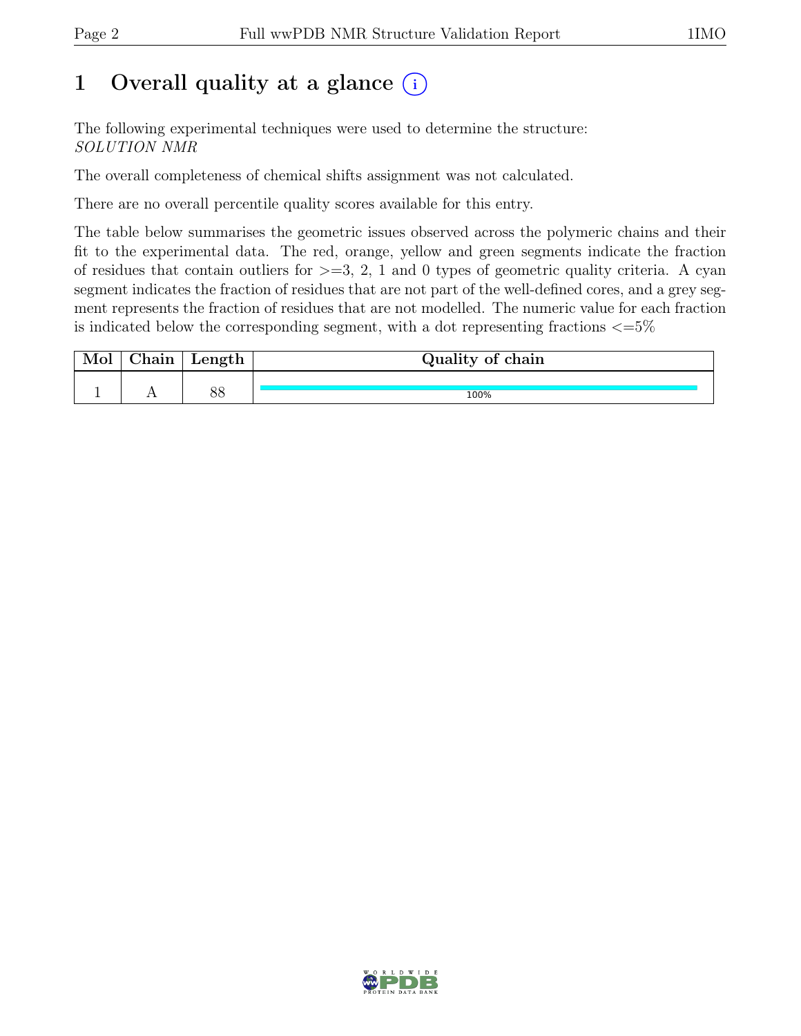# 1 Overall quality at a glance (i)

The following experimental techniques were used to determine the structure:
*SOLUTION NMR*

The overall completeness of chemical shifts assignment was not calculated.

There are no overall percentile quality scores available for this entry.

The table below summarises the geometric issues observed across the polymeric chains and their fit to the experimental data. The red, orange, yellow and green segments indicate the fraction of residues that contain outliers for >=3, 2, 1 and 0 types of geometric quality criteria. A cyan segment indicates the fraction of residues that are not part of the well-defined cores, and a grey segment represents the fraction of residues that are not modelled. The numeric value for each fraction is indicated below the corresponding segment, with a dot representing fractions <=5%

| Mol | Chain | Length | Quality of chain |
|---|---|---|---|
| 1 | A | 88 | 100% |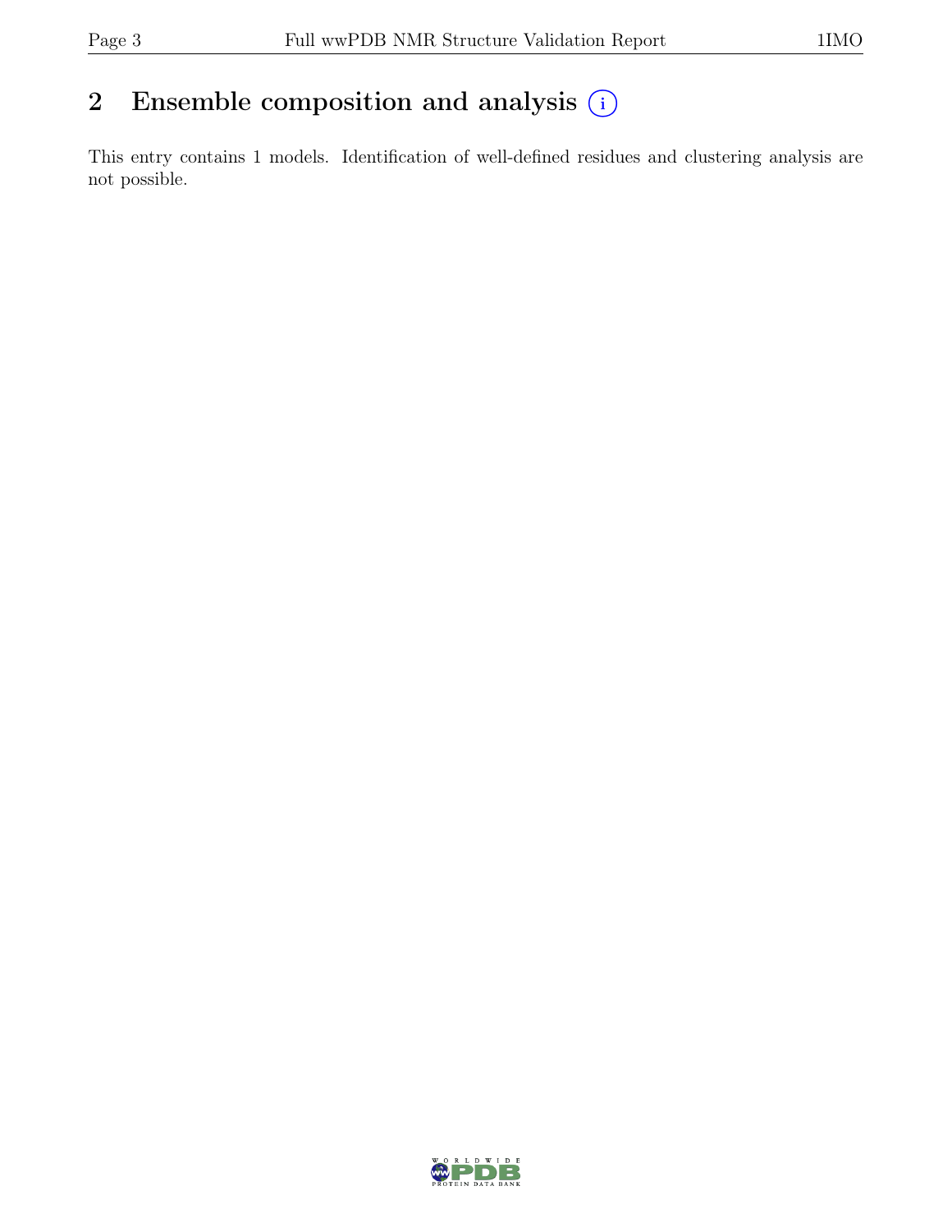## 2 Ensemble composition and analysis (i)

This entry contains 1 models. Identification of well-defined residues and clustering analysis are not possible.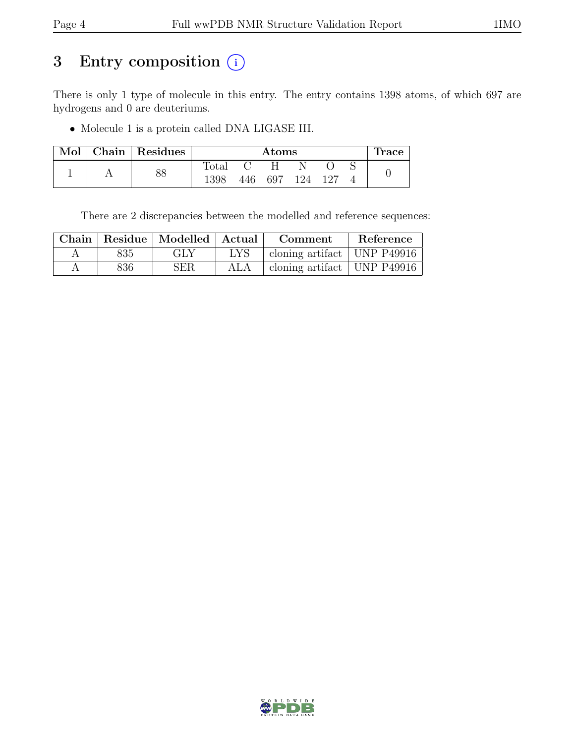# 3 Entry composition (i)

There is only 1 type of molecule in this entry. The entry contains 1398 atoms, of which 697 are hydrogens and 0 are deuteriums.

- Molecule 1 is a protein called DNA LIGASE III.

| Mol | Chain | Residues | Atoms | | | | | | Trace |
|---|---|---|---|---|---|---|---|---|---|
| | | | Total | C | H | N | O | S | |
| 1 | A | 88 | 1398 | 446 | 697 | 124 | 127 | 4 | 0 |

There are 2 discrepancies between the modelled and reference sequences:

| Chain | Residue | Modelled | Actual | Comment | Reference |
|---|---|---|---|---|---|
| A | 835 | GLY | LYS | cloning artifact | UNP P49916 |
| A | 836 | SER | ALA | cloning artifact | UNP P49916 |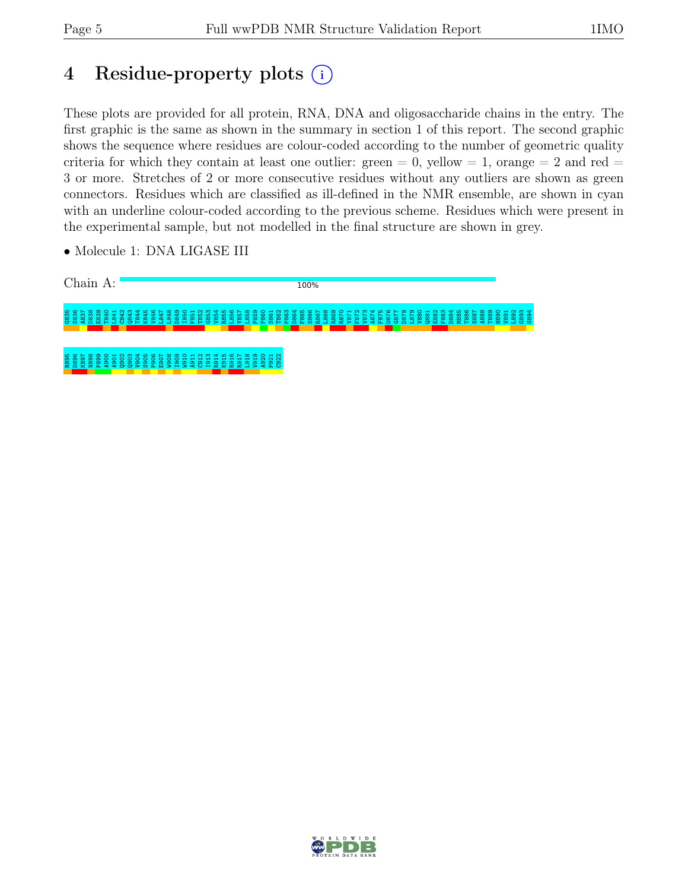# 4 Residue-property plots

These plots are provided for all protein, RNA, DNA and oligosaccharide chains in the entry. The first graphic is the same as shown in the summary in section 1 of this report. The second graphic shows the sequence where residues are colour-coded according to the number of geometric quality criteria for which they contain at least one outlier: green = 0, yellow = 1, orange = 2 and red = 3 or more. Stretches of 2 or more consecutive residues without any outliers are shown as green connectors. Residues which are classified as ill-defined in the NMR ensemble, are shown in cyan with an underline colour-coded according to the previous scheme. Residues which were present in the experimental sample, but not modelled in the final structure are shown in grey.

- Molecule 1: DNA LIGASE III

Chain A: 100%

G835 S836 A837 D838 E839 T840 L841 C842 Q843 T844 K845 V846 L847 L848 D849 I850 F851 T852 G853 V854 R855 L856 Y857 L858 P859 P860 S861 T862 P863 D864 F865 S866 R867 L868 R869 R870 Y871 F872 V873 A874 F875 D876 G877 D878 L879 V880 Q881 E882 F883 D884 M885 T886 S887 A888 T889 H890 V891 L892 G893 S894

R895 D896 K897 N898 P899 A900 A901 Q902 Q903 V904 S905 P906 E907 W908 I909 W910 A911 C912 I913 R914 K915 R916 R917 L918 V919 A920 P921 C922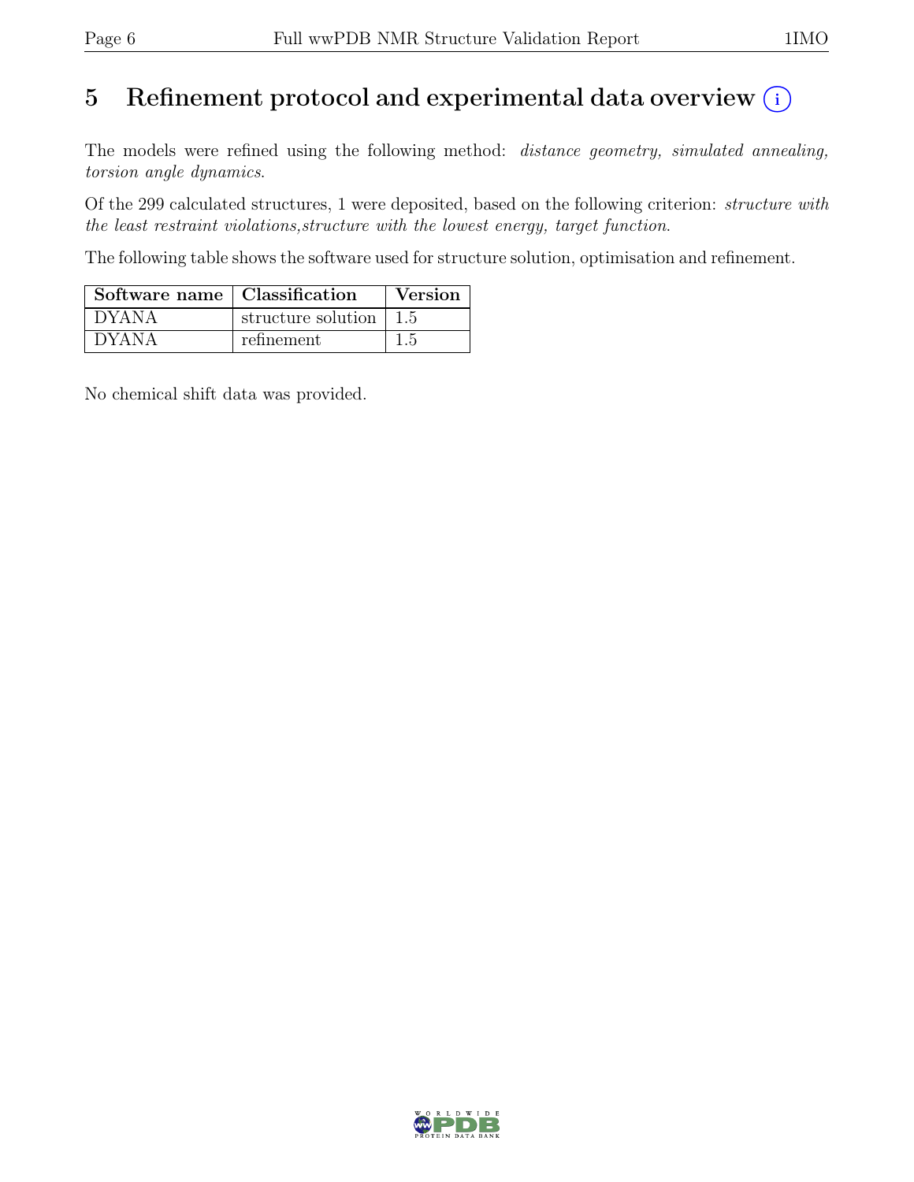# 5 Refinement protocol and experimental data overview (i)

The models were refined using the following method: *distance geometry, simulated annealing, torsion angle dynamics*.

Of the 299 calculated structures, 1 were deposited, based on the following criterion: *structure with the least restraint violations,structure with the lowest energy, target function*.

The following table shows the software used for structure solution, optimisation and refinement.

| Software name | Classification | Version |
|---|---|---|
| DYANA | structure solution | 1.5 |
| DYANA | refinement | 1.5 |

No chemical shift data was provided.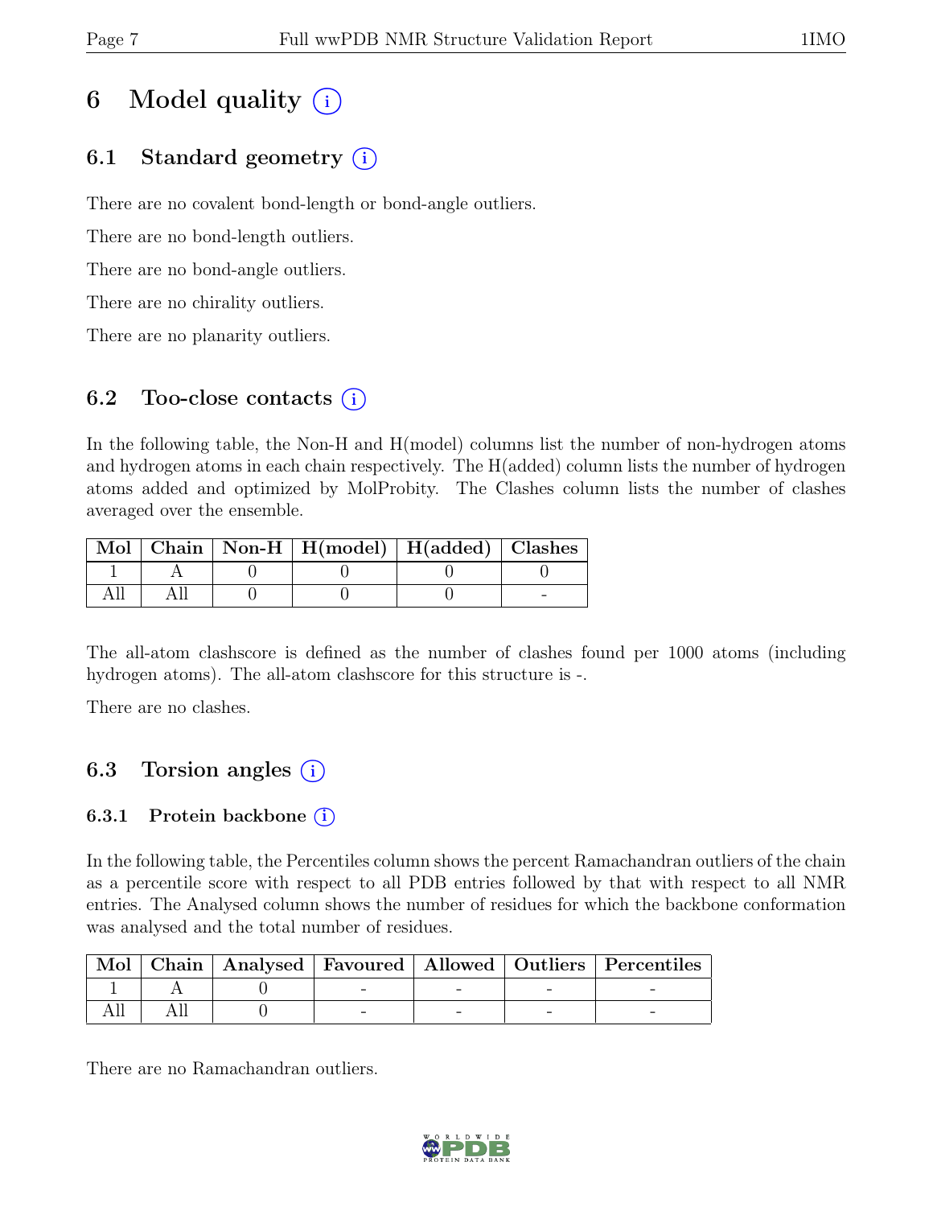# 6 Model quality (i)

## 6.1 Standard geometry (i)

There are no covalent bond-length or bond-angle outliers.

There are no bond-length outliers.

There are no bond-angle outliers.

There are no chirality outliers.

There are no planarity outliers.

## 6.2 Too-close contacts (i)

In the following table, the Non-H and H(model) columns list the number of non-hydrogen atoms and hydrogen atoms in each chain respectively. The H(added) column lists the number of hydrogen atoms added and optimized by MolProbity. The Clashes column lists the number of clashes averaged over the ensemble.

| Mol | Chain | Non-H | H(model) | H(added) | Clashes |
|---|---|---|---|---|---|
| 1 | A | 0 | 0 | 0 | 0 |
| All | All | 0 | 0 | 0 | - |

The all-atom clashscore is defined as the number of clashes found per 1000 atoms (including hydrogen atoms). The all-atom clashscore for this structure is -.

There are no clashes.

## 6.3 Torsion angles (i)

### 6.3.1 Protein backbone (i)

In the following table, the Percentiles column shows the percent Ramachandran outliers of the chain as a percentile score with respect to all PDB entries followed by that with respect to all NMR entries. The Analysed column shows the number of residues for which the backbone conformation was analysed and the total number of residues.

| Mol | Chain | Analysed | Favoured | Allowed | Outliers | Percentiles |
|---|---|---|---|---|---|---|
| 1 | A | 0 | - | - | - | - |
| All | All | 0 | - | - | - | - |

There are no Ramachandran outliers.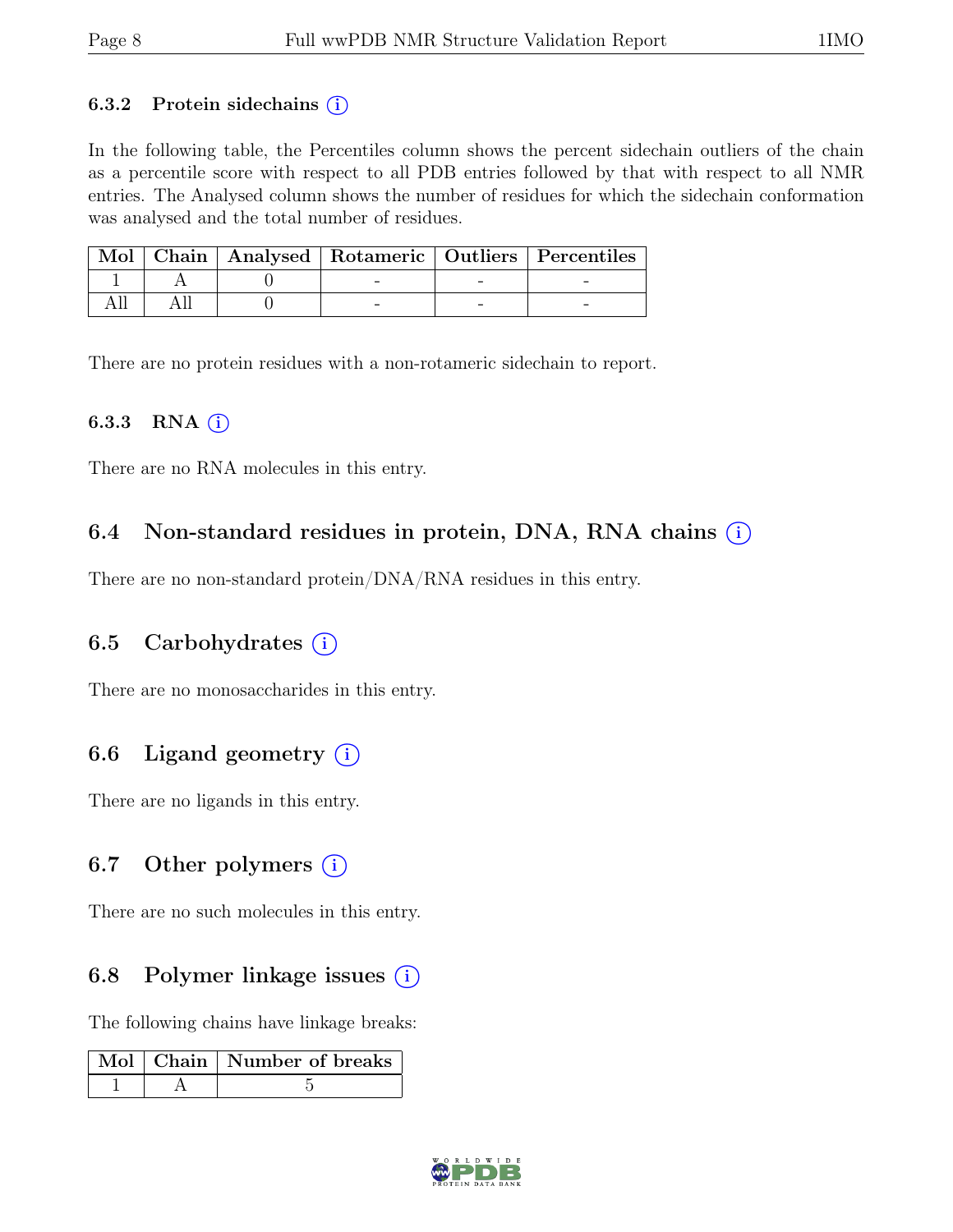### 6.3.2 Protein sidechains (i)

In the following table, the Percentiles column shows the percent sidechain outliers of the chain as a percentile score with respect to all PDB entries followed by that with respect to all NMR entries. The Analysed column shows the number of residues for which the sidechain conformation was analysed and the total number of residues.

| Mol | Chain | Analysed | Rotameric | Outliers | Percentiles |
|---|---|---|---|---|---|
| 1 | A | 0 | - | - | - |
| All | All | 0 | - | - | - |

There are no protein residues with a non-rotameric sidechain to report.

### 6.3.3 RNA (i)

There are no RNA molecules in this entry.

## 6.4 Non-standard residues in protein, DNA, RNA chains (i)

There are no non-standard protein/DNA/RNA residues in this entry.

## 6.5 Carbohydrates (i)

There are no monosaccharides in this entry.

## 6.6 Ligand geometry (i)

There are no ligands in this entry.

## 6.7 Other polymers (i)

There are no such molecules in this entry.

## 6.8 Polymer linkage issues (i)

The following chains have linkage breaks:

| Mol | Chain | Number of breaks |
|---|---|---|
| 1 | A | 5 |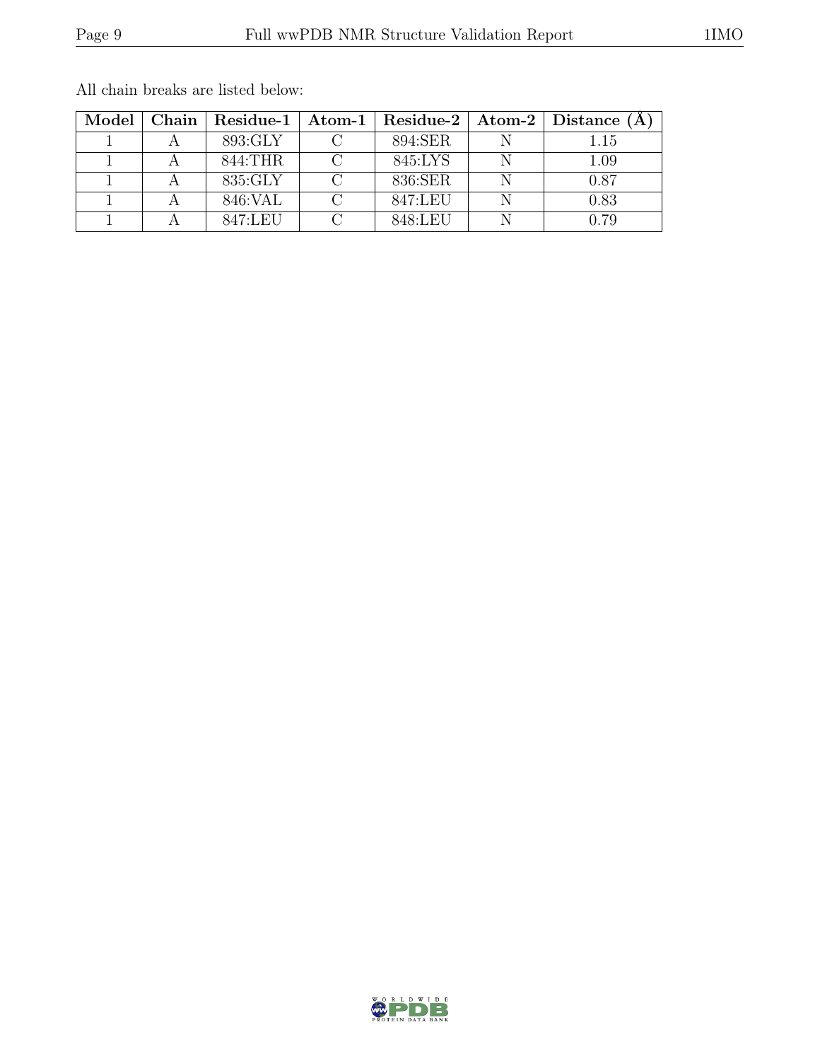All chain breaks are listed below:

| Model | Chain | Residue-1 | Atom-1 | Residue-2 | Atom-2 | Distance (Å) |
|---|---|---|---|---|---|---|
| 1 | A | 893:GLY | C | 894:SER | N | 1.15 |
| 1 | A | 844:THR | C | 845:LYS | N | 1.09 |
| 1 | A | 835:GLY | C | 836:SER | N | 0.87 |
| 1 | A | 846:VAL | C | 847:LEU | N | 0.83 |
| 1 | A | 847:LEU | C | 848:LEU | N | 0.79 |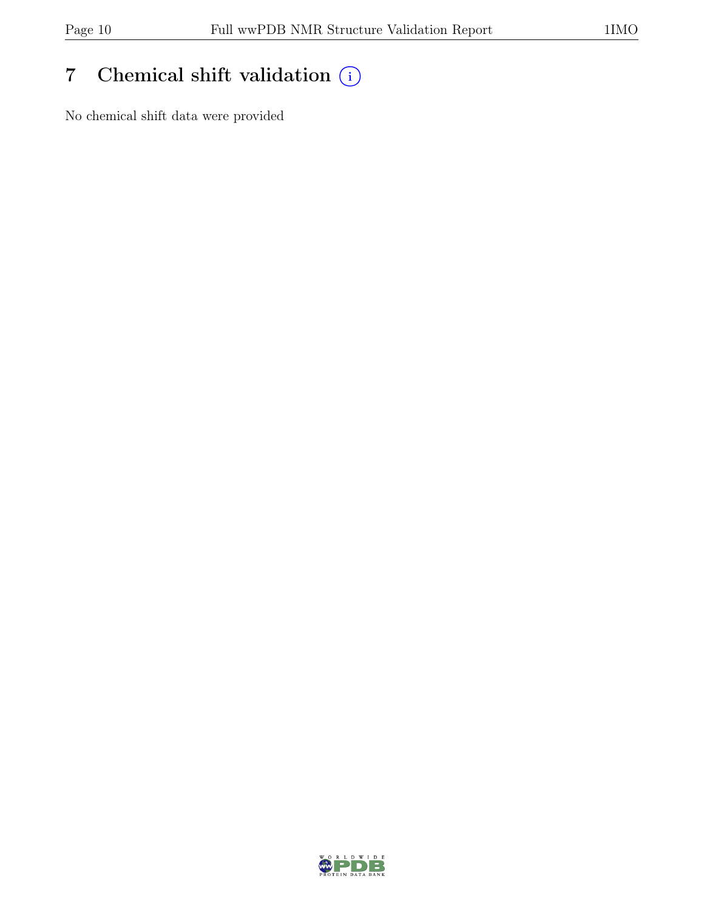# 7 Chemical shift validation

No chemical shift data were provided